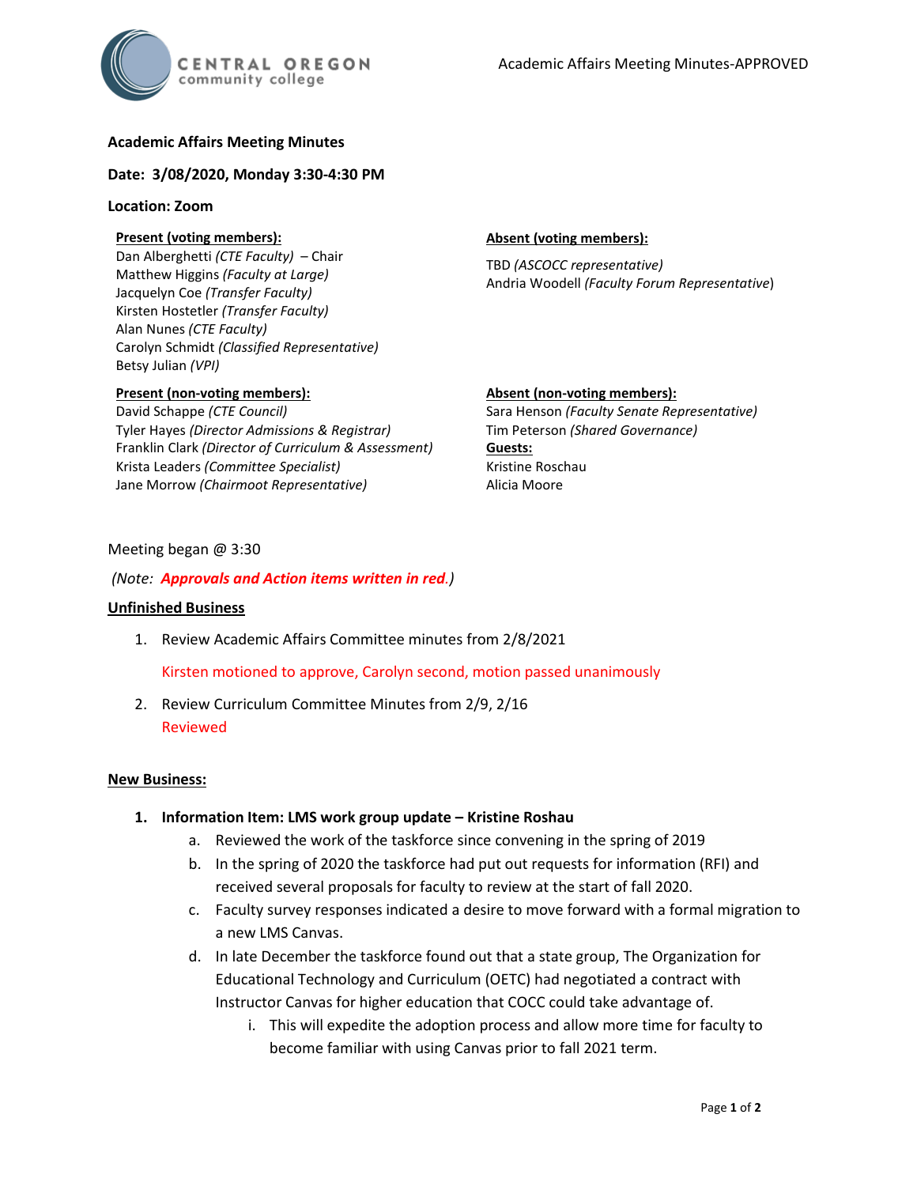# Academic Affairs Meeting Minutes

**Date: 3/08/2020, Monday 3:30-4:30 PM**

**Location: Zoom**

**Present (voting members):**
Dan Alberghetti *(CTE Faculty)* – Chair
Matthew Higgins *(Faculty at Large)*
Jacquelyn Coe *(Transfer Faculty)*
Kirsten Hostetler *(Transfer Faculty)*
Alan Nunes *(CTE Faculty)*
Carolyn Schmidt *(Classified Representative)*
Betsy Julian *(VPI)*

**Absent (voting members):**
TBD *(ASCOCC representative)*
Andria Woodell *(Faculty Forum Representative)*

**Present (non-voting members):**
David Schappe *(CTE Council)*
Tyler Hayes *(Director Admissions & Registrar)*
Franklin Clark *(Director of Curriculum & Assessment)*
Krista Leaders *(Committee Specialist)*
Jane Morrow *(Chairmoot Representative)*

**Absent (non-voting members):**
Sara Henson *(Faculty Senate Representative)*
Tim Peterson *(Shared Governance)*

**Guests:**
Kristine Roschau
Alicia Moore

Meeting began @ 3:30

*(Note: **Approvals and Action items written in red**.)*

## Unfinished Business

1. Review Academic Affairs Committee minutes from 2/8/2021

   Kirsten motioned to approve, Carolyn second, motion passed unanimously

2. Review Curriculum Committee Minutes from 2/9, 2/16

   Reviewed

## New Business:

1. **Information Item: LMS work group update – Kristine Roshau**
   a. Reviewed the work of the taskforce since convening in the spring of 2019
   b. In the spring of 2020 the taskforce had put out requests for information (RFI) and received several proposals for faculty to review at the start of fall 2020.
   c. Faculty survey responses indicated a desire to move forward with a formal migration to a new LMS Canvas.
   d. In late December the taskforce found out that a state group, The Organization for Educational Technology and Curriculum (OETC) had negotiated a contract with Instructor Canvas for higher education that COCC could take advantage of.
      i. This will expedite the adoption process and allow more time for faculty to become familiar with using Canvas prior to fall 2021 term.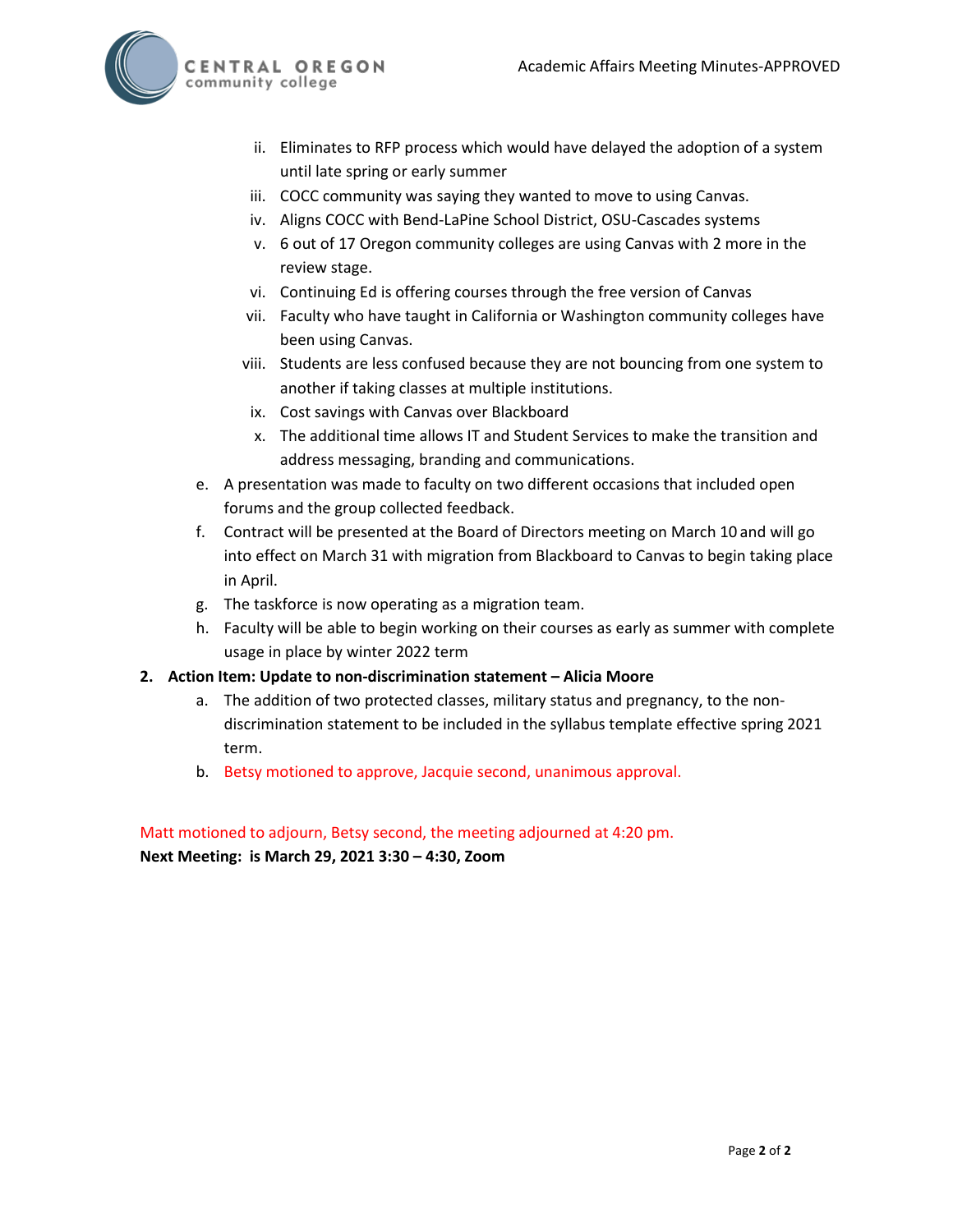ii. Eliminates to RFP process which would have delayed the adoption of a system until late spring or early summer
   iii. COCC community was saying they wanted to move to using Canvas.
   iv. Aligns COCC with Bend-LaPine School District, OSU-Cascades systems
   v. 6 out of 17 Oregon community colleges are using Canvas with 2 more in the review stage.
   vi. Continuing Ed is offering courses through the free version of Canvas
   vii. Faculty who have taught in California or Washington community colleges have been using Canvas.
   viii. Students are less confused because they are not bouncing from one system to another if taking classes at multiple institutions.
   ix. Cost savings with Canvas over Blackboard
   x. The additional time allows IT and Student Services to make the transition and address messaging, branding and communications.

   e. A presentation was made to faculty on two different occasions that included open forums and the group collected feedback.
   f. Contract will be presented at the Board of Directors meeting on March 10 and will go into effect on March 31 with migration from Blackboard to Canvas to begin taking place in April.
   g. The taskforce is now operating as a migration team.
   h. Faculty will be able to begin working on their courses as early as summer with complete usage in place by winter 2022 term

2. **Action Item: Update to non-discrimination statement – Alicia Moore**
   a. The addition of two protected classes, military status and pregnancy, to the non-discrimination statement to be included in the syllabus template effective spring 2021 term.
   b. Betsy motioned to approve, Jacquie second, unanimous approval.

Matt motioned to adjourn, Betsy second, the meeting adjourned at 4:20 pm.

**Next Meeting: is March 29, 2021 3:30 – 4:30, Zoom**